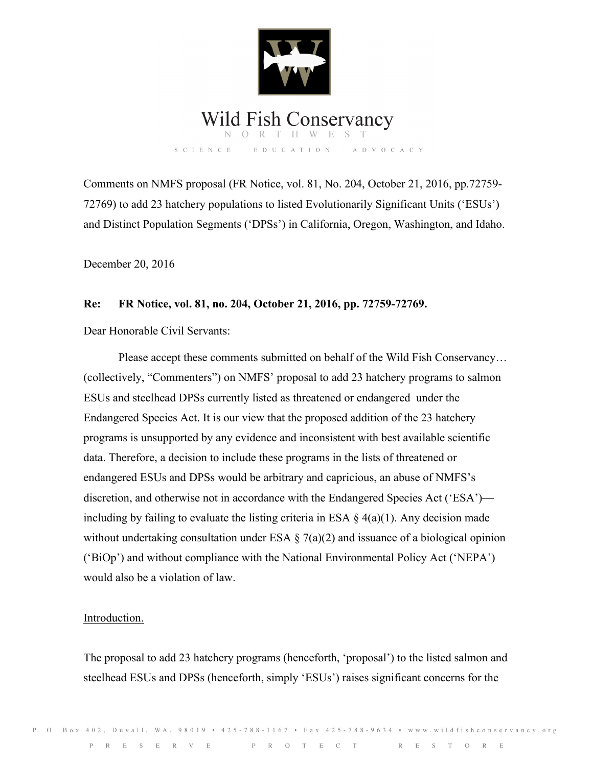# Wild Fish Conservancy

NORTHWEST

SCIENCE EDUCATION ADVOCACY

Comments on NMFS proposal (FR Notice, vol. 81, No. 204, October 21, 2016, pp.72759-72769) to add 23 hatchery populations to listed Evolutionarily Significant Units ('ESUs') and Distinct Population Segments ('DPSs') in California, Oregon, Washington, and Idaho.

December 20, 2016

**Re: FR Notice, vol. 81, no. 204, October 21, 2016, pp. 72759-72769.**

Dear Honorable Civil Servants:

Please accept these comments submitted on behalf of the Wild Fish Conservancy… (collectively, "Commenters") on NMFS' proposal to add 23 hatchery programs to salmon ESUs and steelhead DPSs currently listed as threatened or endangered under the Endangered Species Act. It is our view that the proposed addition of the 23 hatchery programs is unsupported by any evidence and inconsistent with best available scientific data. Therefore, a decision to include these programs in the lists of threatened or endangered ESUs and DPSs would be arbitrary and capricious, an abuse of NMFS's discretion, and otherwise not in accordance with the Endangered Species Act ('ESA')—including by failing to evaluate the listing criteria in ESA § 4(a)(1). Any decision made without undertaking consultation under ESA § 7(a)(2) and issuance of a biological opinion ('BiOp') and without compliance with the National Environmental Policy Act ('NEPA') would also be a violation of law.

<u>Introduction.</u>

The proposal to add 23 hatchery programs (henceforth, 'proposal') to the listed salmon and steelhead ESUs and DPSs (henceforth, simply 'ESUs') raises significant concerns for the

P. O. Box 402, Duvall, WA. 98019 • 425-788-1167 • Fax 425-788-9634 • www.wildfishconservancy.org

PRESERVE PROTECT RESTORE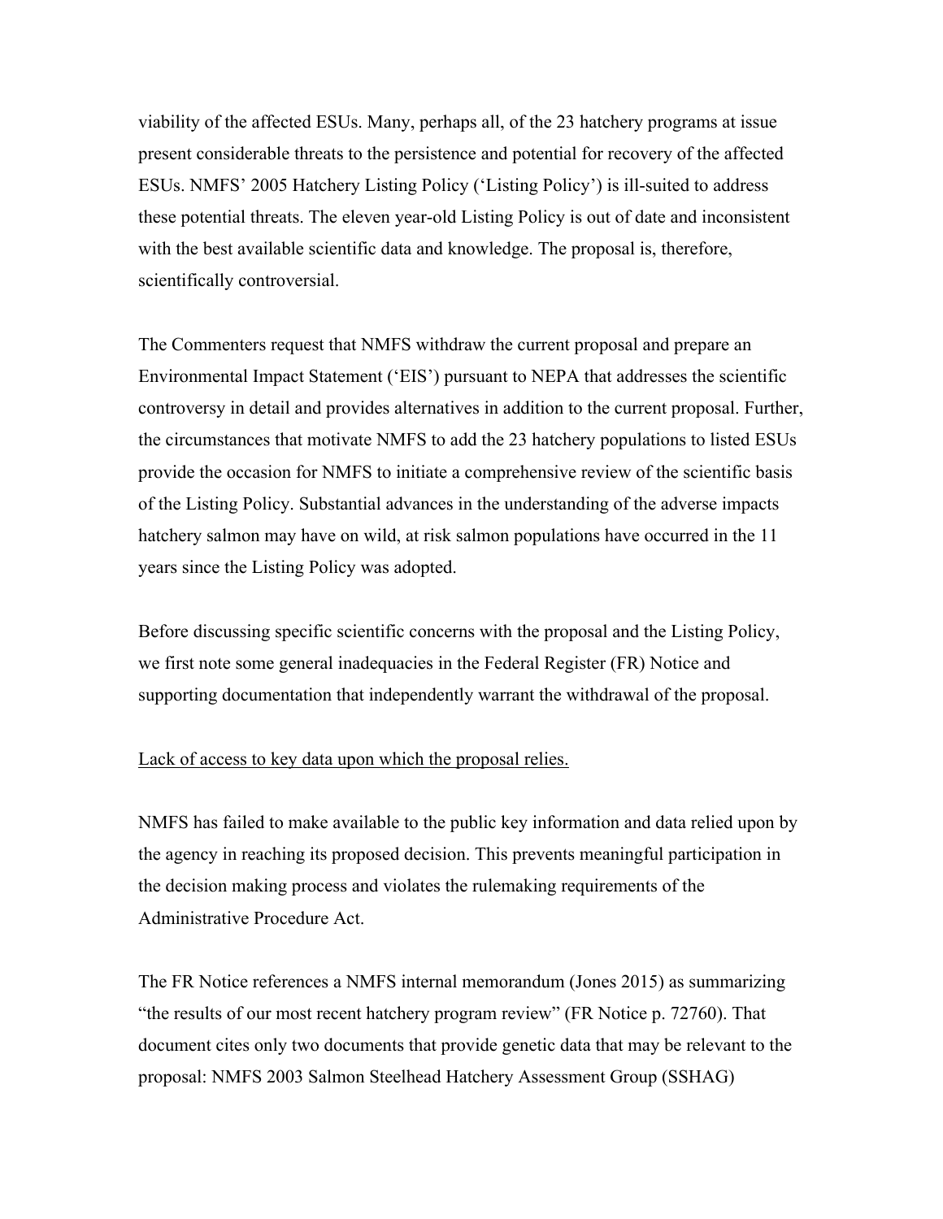viability of the affected ESUs. Many, perhaps all, of the 23 hatchery programs at issue present considerable threats to the persistence and potential for recovery of the affected ESUs. NMFS' 2005 Hatchery Listing Policy ('Listing Policy') is ill-suited to address these potential threats. The eleven year-old Listing Policy is out of date and inconsistent with the best available scientific data and knowledge. The proposal is, therefore, scientifically controversial.

The Commenters request that NMFS withdraw the current proposal and prepare an Environmental Impact Statement ('EIS') pursuant to NEPA that addresses the scientific controversy in detail and provides alternatives in addition to the current proposal. Further, the circumstances that motivate NMFS to add the 23 hatchery populations to listed ESUs provide the occasion for NMFS to initiate a comprehensive review of the scientific basis of the Listing Policy. Substantial advances in the understanding of the adverse impacts hatchery salmon may have on wild, at risk salmon populations have occurred in the 11 years since the Listing Policy was adopted.

Before discussing specific scientific concerns with the proposal and the Listing Policy, we first note some general inadequacies in the Federal Register (FR) Notice and supporting documentation that independently warrant the withdrawal of the proposal.

<u>Lack of access to key data upon which the proposal relies.</u>

NMFS has failed to make available to the public key information and data relied upon by the agency in reaching its proposed decision. This prevents meaningful participation in the decision making process and violates the rulemaking requirements of the Administrative Procedure Act.

The FR Notice references a NMFS internal memorandum (Jones 2015) as summarizing "the results of our most recent hatchery program review" (FR Notice p. 72760). That document cites only two documents that provide genetic data that may be relevant to the proposal: NMFS 2003 Salmon Steelhead Hatchery Assessment Group (SSHAG)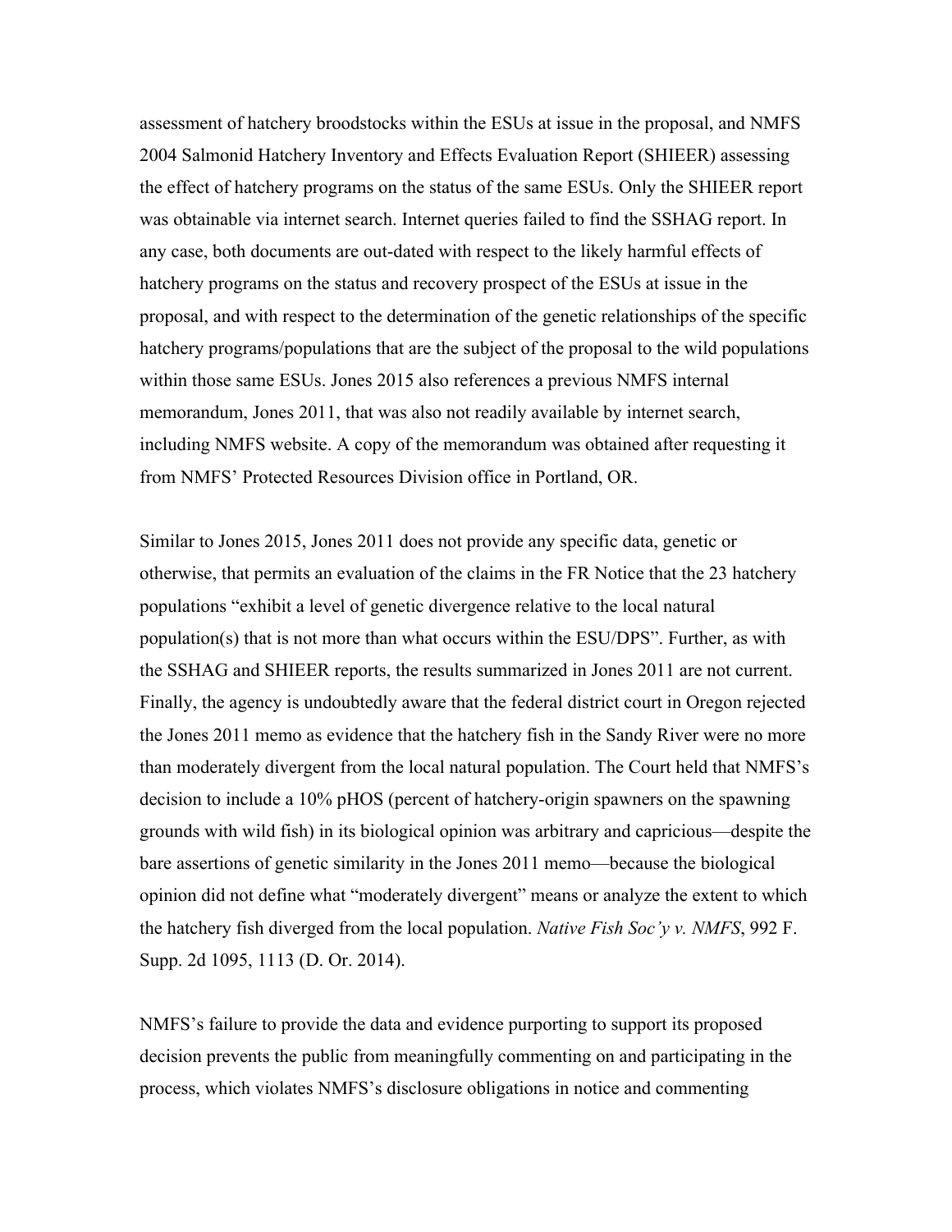assessment of hatchery broodstocks within the ESUs at issue in the proposal, and NMFS 2004 Salmonid Hatchery Inventory and Effects Evaluation Report (SHIEER) assessing the effect of hatchery programs on the status of the same ESUs. Only the SHIEER report was obtainable via internet search. Internet queries failed to find the SSHAG report. In any case, both documents are out-dated with respect to the likely harmful effects of hatchery programs on the status and recovery prospect of the ESUs at issue in the proposal, and with respect to the determination of the genetic relationships of the specific hatchery programs/populations that are the subject of the proposal to the wild populations within those same ESUs. Jones 2015 also references a previous NMFS internal memorandum, Jones 2011, that was also not readily available by internet search, including NMFS website. A copy of the memorandum was obtained after requesting it from NMFS' Protected Resources Division office in Portland, OR.

Similar to Jones 2015, Jones 2011 does not provide any specific data, genetic or otherwise, that permits an evaluation of the claims in the FR Notice that the 23 hatchery populations "exhibit a level of genetic divergence relative to the local natural population(s) that is not more than what occurs within the ESU/DPS". Further, as with the SSHAG and SHIEER reports, the results summarized in Jones 2011 are not current. Finally, the agency is undoubtedly aware that the federal district court in Oregon rejected the Jones 2011 memo as evidence that the hatchery fish in the Sandy River were no more than moderately divergent from the local natural population. The Court held that NMFS's decision to include a 10% pHOS (percent of hatchery-origin spawners on the spawning grounds with wild fish) in its biological opinion was arbitrary and capricious—despite the bare assertions of genetic similarity in the Jones 2011 memo—because the biological opinion did not define what "moderately divergent" means or analyze the extent to which the hatchery fish diverged from the local population. *Native Fish Soc'y v. NMFS*, 992 F. Supp. 2d 1095, 1113 (D. Or. 2014).

NMFS's failure to provide the data and evidence purporting to support its proposed decision prevents the public from meaningfully commenting on and participating in the process, which violates NMFS's disclosure obligations in notice and commenting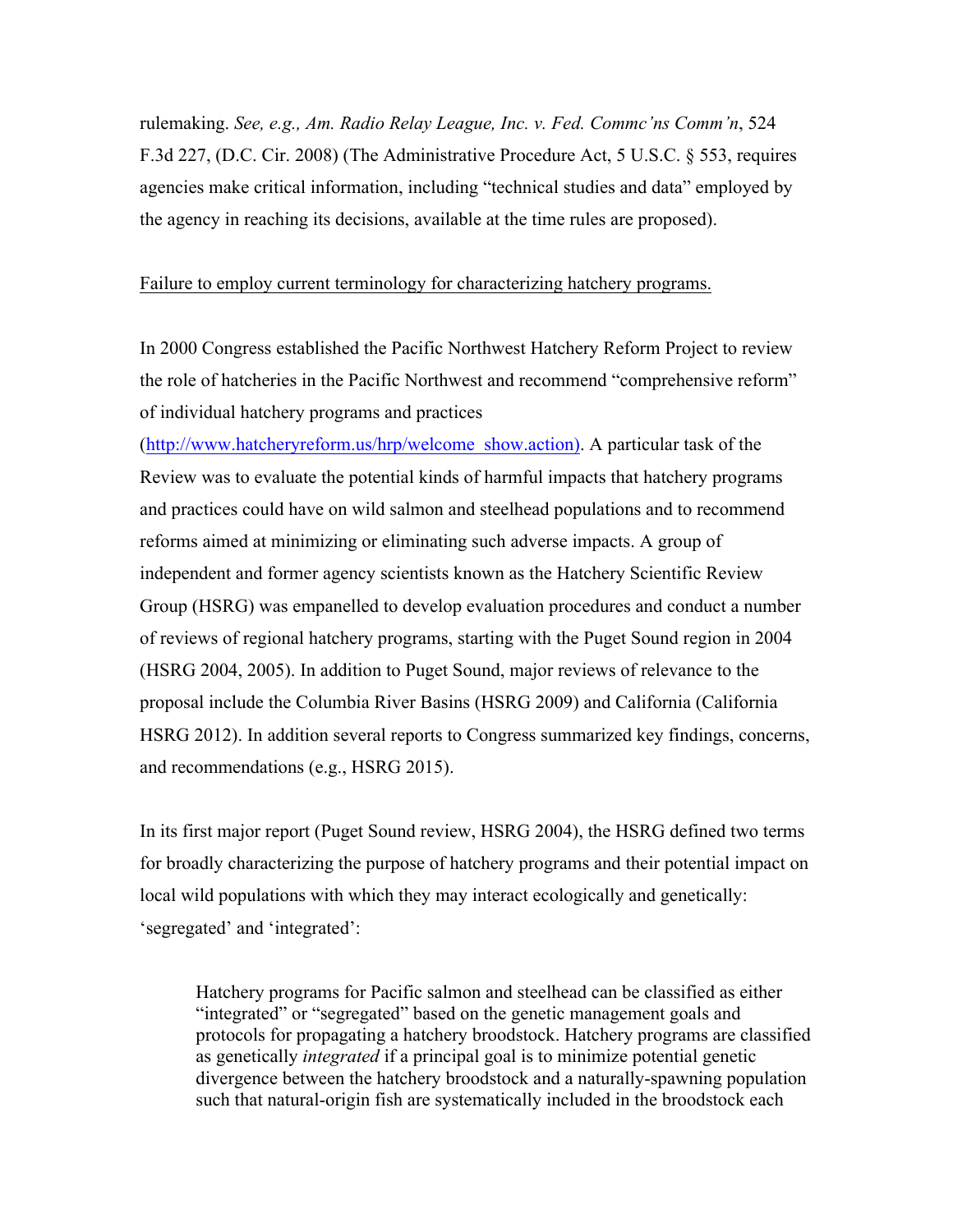rulemaking. *See, e.g., Am. Radio Relay League, Inc. v. Fed. Commc'ns Comm'n*, 524 F.3d 227, (D.C. Cir. 2008) (The Administrative Procedure Act, 5 U.S.C. § 553, requires agencies make critical information, including "technical studies and data" employed by the agency in reaching its decisions, available at the time rules are proposed).

<u>Failure to employ current terminology for characterizing hatchery programs.</u>

In 2000 Congress established the Pacific Northwest Hatchery Reform Project to review the role of hatcheries in the Pacific Northwest and recommend "comprehensive reform" of individual hatchery programs and practices (http://www.hatcheryreform.us/hrp/welcome_show.action). A particular task of the Review was to evaluate the potential kinds of harmful impacts that hatchery programs and practices could have on wild salmon and steelhead populations and to recommend reforms aimed at minimizing or eliminating such adverse impacts. A group of independent and former agency scientists known as the Hatchery Scientific Review Group (HSRG) was empanelled to develop evaluation procedures and conduct a number of reviews of regional hatchery programs, starting with the Puget Sound region in 2004 (HSRG 2004, 2005). In addition to Puget Sound, major reviews of relevance to the proposal include the Columbia River Basins (HSRG 2009) and California (California HSRG 2012). In addition several reports to Congress summarized key findings, concerns, and recommendations (e.g., HSRG 2015).

In its first major report (Puget Sound review, HSRG 2004), the HSRG defined two terms for broadly characterizing the purpose of hatchery programs and their potential impact on local wild populations with which they may interact ecologically and genetically: 'segregated' and 'integrated':

> Hatchery programs for Pacific salmon and steelhead can be classified as either "integrated" or "segregated" based on the genetic management goals and protocols for propagating a hatchery broodstock. Hatchery programs are classified as genetically *integrated* if a principal goal is to minimize potential genetic divergence between the hatchery broodstock and a naturally-spawning population such that natural-origin fish are systematically included in the broodstock each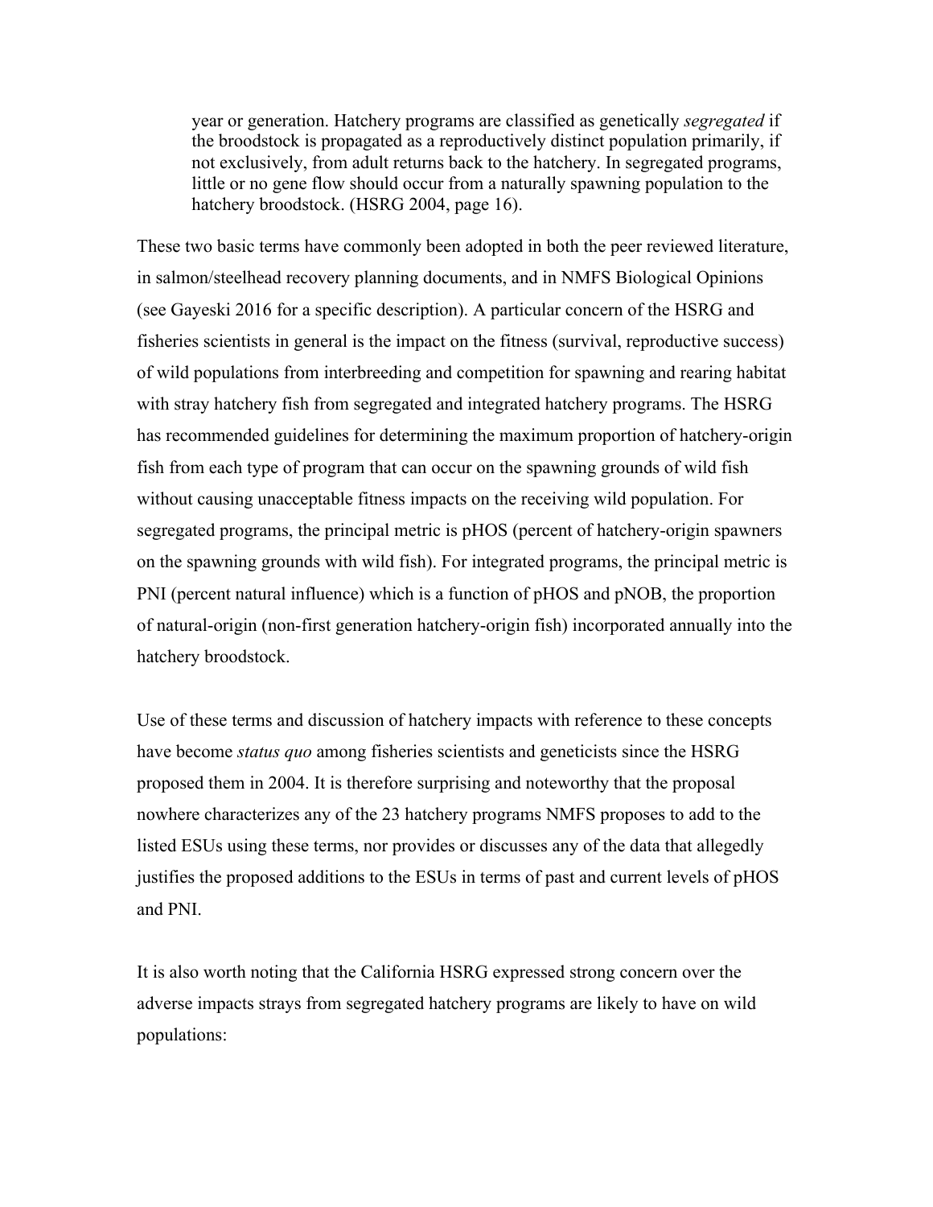> year or generation. Hatchery programs are classified as genetically *segregated* if the broodstock is propagated as a reproductively distinct population primarily, if not exclusively, from adult returns back to the hatchery. In segregated programs, little or no gene flow should occur from a naturally spawning population to the hatchery broodstock. (HSRG 2004, page 16).

These two basic terms have commonly been adopted in both the peer reviewed literature, in salmon/steelhead recovery planning documents, and in NMFS Biological Opinions (see Gayeski 2016 for a specific description). A particular concern of the HSRG and fisheries scientists in general is the impact on the fitness (survival, reproductive success) of wild populations from interbreeding and competition for spawning and rearing habitat with stray hatchery fish from segregated and integrated hatchery programs. The HSRG has recommended guidelines for determining the maximum proportion of hatchery-origin fish from each type of program that can occur on the spawning grounds of wild fish without causing unacceptable fitness impacts on the receiving wild population. For segregated programs, the principal metric is pHOS (percent of hatchery-origin spawners on the spawning grounds with wild fish). For integrated programs, the principal metric is PNI (percent natural influence) which is a function of pHOS and pNOB, the proportion of natural-origin (non-first generation hatchery-origin fish) incorporated annually into the hatchery broodstock.

Use of these terms and discussion of hatchery impacts with reference to these concepts have become *status quo* among fisheries scientists and geneticists since the HSRG proposed them in 2004. It is therefore surprising and noteworthy that the proposal nowhere characterizes any of the 23 hatchery programs NMFS proposes to add to the listed ESUs using these terms, nor provides or discusses any of the data that allegedly justifies the proposed additions to the ESUs in terms of past and current levels of pHOS and PNI.

It is also worth noting that the California HSRG expressed strong concern over the adverse impacts strays from segregated hatchery programs are likely to have on wild populations: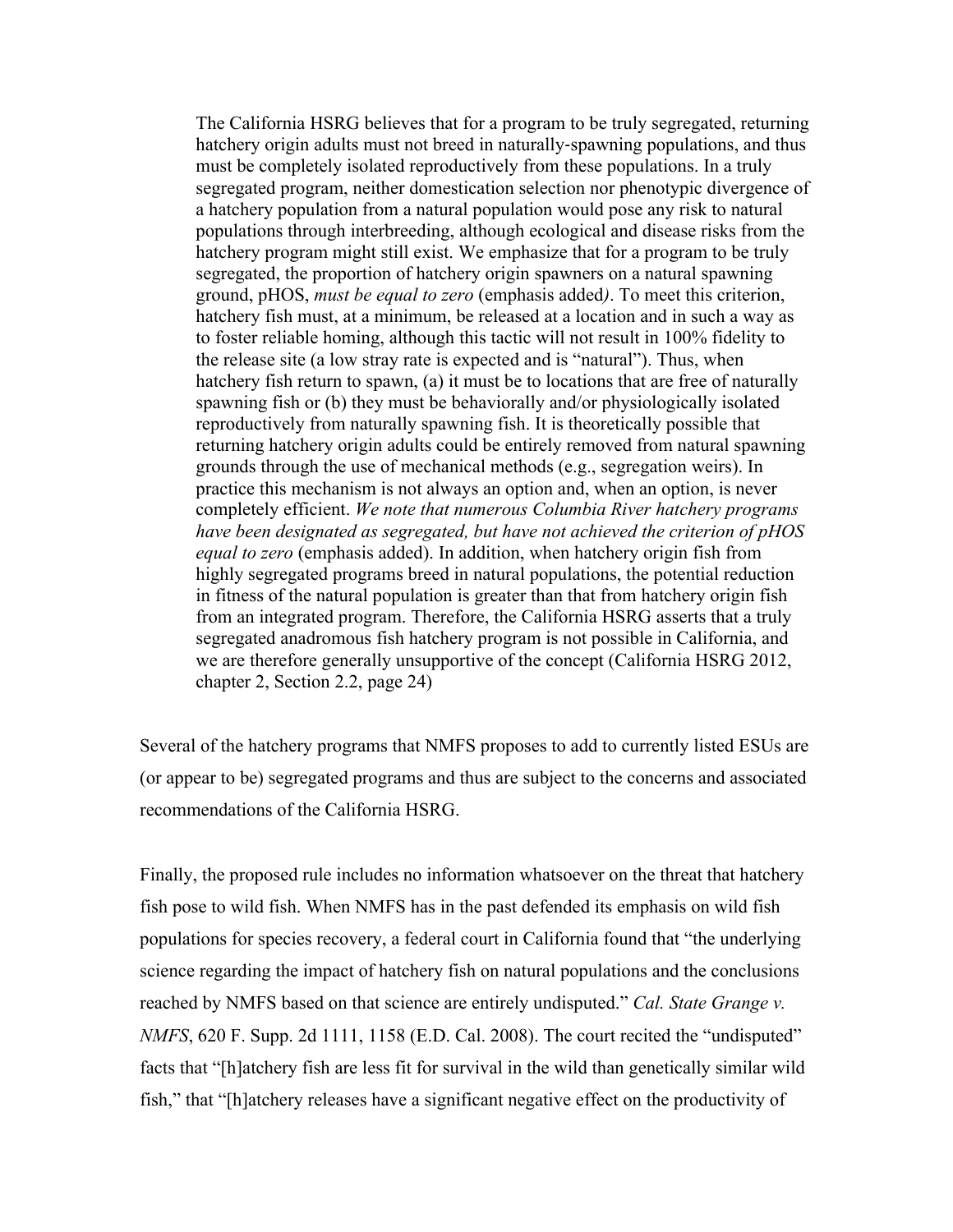> The California HSRG believes that for a program to be truly segregated, returning hatchery origin adults must not breed in naturally-spawning populations, and thus must be completely isolated reproductively from these populations. In a truly segregated program, neither domestication selection nor phenotypic divergence of a hatchery population from a natural population would pose any risk to natural populations through interbreeding, although ecological and disease risks from the hatchery program might still exist. We emphasize that for a program to be truly segregated, the proportion of hatchery origin spawners on a natural spawning ground, pHOS, *must be equal to zero* (emphasis added*)*. To meet this criterion, hatchery fish must, at a minimum, be released at a location and in such a way as to foster reliable homing, although this tactic will not result in 100% fidelity to the release site (a low stray rate is expected and is "natural"). Thus, when hatchery fish return to spawn, (a) it must be to locations that are free of naturally spawning fish or (b) they must be behaviorally and/or physiologically isolated reproductively from naturally spawning fish. It is theoretically possible that returning hatchery origin adults could be entirely removed from natural spawning grounds through the use of mechanical methods (e.g., segregation weirs). In practice this mechanism is not always an option and, when an option, is never completely efficient. *We note that numerous Columbia River hatchery programs have been designated as segregated, but have not achieved the criterion of pHOS equal to zero* (emphasis added). In addition, when hatchery origin fish from highly segregated programs breed in natural populations, the potential reduction in fitness of the natural population is greater than that from hatchery origin fish from an integrated program. Therefore, the California HSRG asserts that a truly segregated anadromous fish hatchery program is not possible in California, and we are therefore generally unsupportive of the concept (California HSRG 2012, chapter 2, Section 2.2, page 24)

Several of the hatchery programs that NMFS proposes to add to currently listed ESUs are (or appear to be) segregated programs and thus are subject to the concerns and associated recommendations of the California HSRG.

Finally, the proposed rule includes no information whatsoever on the threat that hatchery fish pose to wild fish. When NMFS has in the past defended its emphasis on wild fish populations for species recovery, a federal court in California found that "the underlying science regarding the impact of hatchery fish on natural populations and the conclusions reached by NMFS based on that science are entirely undisputed." *Cal. State Grange v. NMFS*, 620 F. Supp. 2d 1111, 1158 (E.D. Cal. 2008). The court recited the "undisputed" facts that "[h]atchery fish are less fit for survival in the wild than genetically similar wild fish," that "[h]atchery releases have a significant negative effect on the productivity of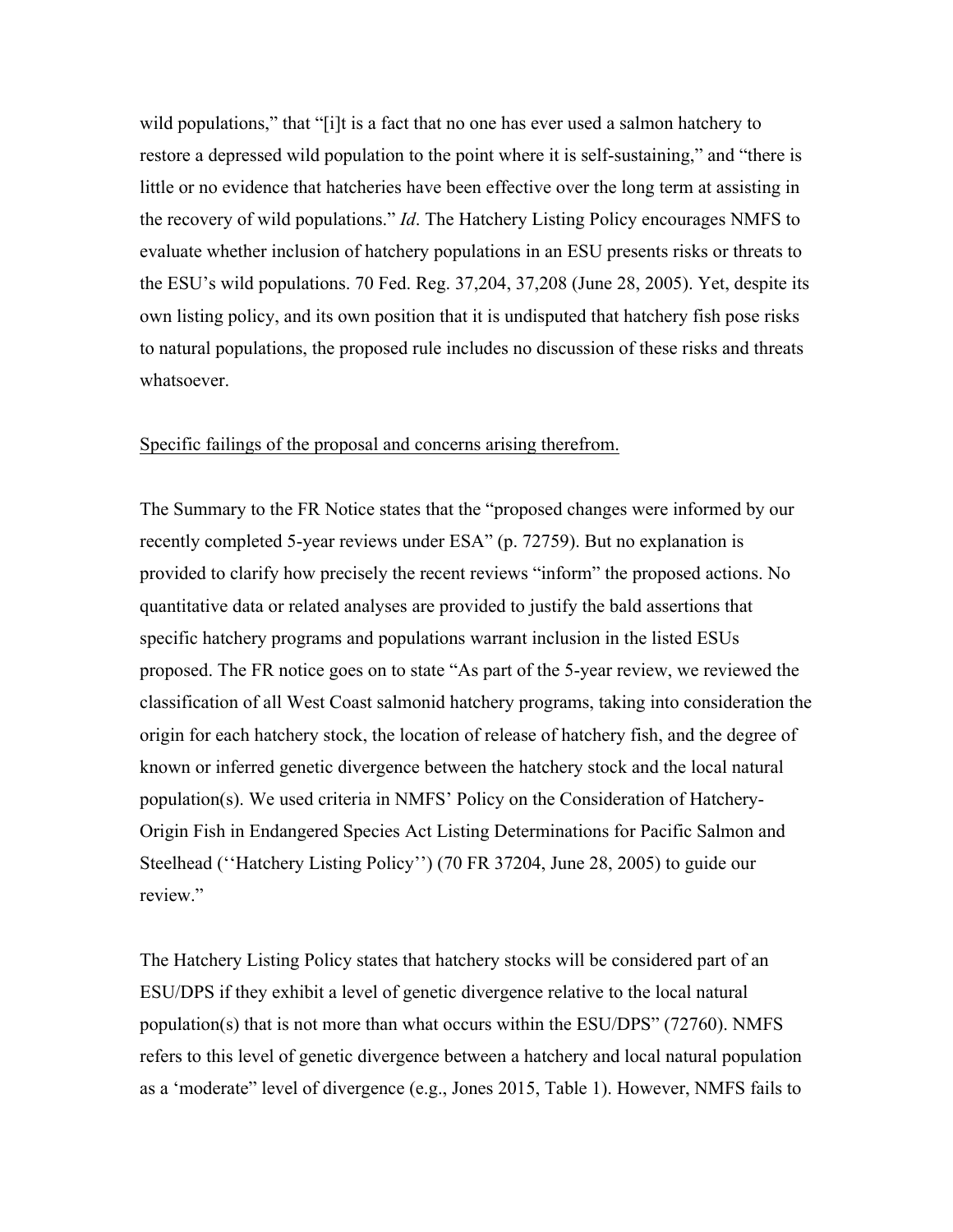wild populations," that "[i]t is a fact that no one has ever used a salmon hatchery to restore a depressed wild population to the point where it is self-sustaining," and "there is little or no evidence that hatcheries have been effective over the long term at assisting in the recovery of wild populations." *Id*. The Hatchery Listing Policy encourages NMFS to evaluate whether inclusion of hatchery populations in an ESU presents risks or threats to the ESU's wild populations. 70 Fed. Reg. 37,204, 37,208 (June 28, 2005). Yet, despite its own listing policy, and its own position that it is undisputed that hatchery fish pose risks to natural populations, the proposed rule includes no discussion of these risks and threats whatsoever.

<u>Specific failings of the proposal and concerns arising therefrom.</u>

The Summary to the FR Notice states that the "proposed changes were informed by our recently completed 5-year reviews under ESA" (p. 72759). But no explanation is provided to clarify how precisely the recent reviews "inform" the proposed actions. No quantitative data or related analyses are provided to justify the bald assertions that specific hatchery programs and populations warrant inclusion in the listed ESUs proposed. The FR notice goes on to state "As part of the 5-year review, we reviewed the classification of all West Coast salmonid hatchery programs, taking into consideration the origin for each hatchery stock, the location of release of hatchery fish, and the degree of known or inferred genetic divergence between the hatchery stock and the local natural population(s). We used criteria in NMFS' Policy on the Consideration of Hatchery-Origin Fish in Endangered Species Act Listing Determinations for Pacific Salmon and Steelhead (''Hatchery Listing Policy'') (70 FR 37204, June 28, 2005) to guide our review."

The Hatchery Listing Policy states that hatchery stocks will be considered part of an ESU/DPS if they exhibit a level of genetic divergence relative to the local natural population(s) that is not more than what occurs within the ESU/DPS" (72760). NMFS refers to this level of genetic divergence between a hatchery and local natural population as a 'moderate" level of divergence (e.g., Jones 2015, Table 1). However, NMFS fails to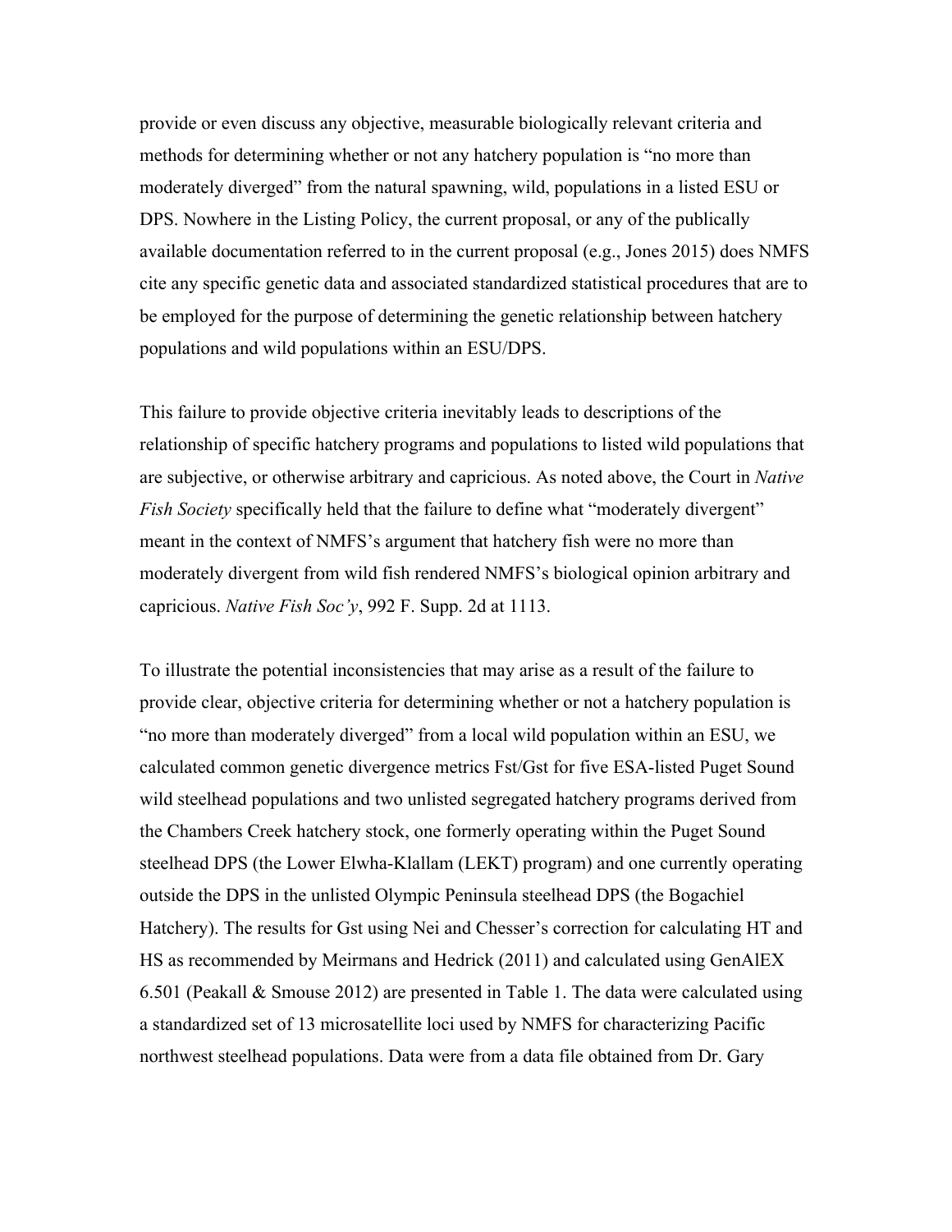provide or even discuss any objective, measurable biologically relevant criteria and methods for determining whether or not any hatchery population is "no more than moderately diverged" from the natural spawning, wild, populations in a listed ESU or DPS. Nowhere in the Listing Policy, the current proposal, or any of the publically available documentation referred to in the current proposal (e.g., Jones 2015) does NMFS cite any specific genetic data and associated standardized statistical procedures that are to be employed for the purpose of determining the genetic relationship between hatchery populations and wild populations within an ESU/DPS.

This failure to provide objective criteria inevitably leads to descriptions of the relationship of specific hatchery programs and populations to listed wild populations that are subjective, or otherwise arbitrary and capricious. As noted above, the Court in *Native Fish Society* specifically held that the failure to define what "moderately divergent" meant in the context of NMFS's argument that hatchery fish were no more than moderately divergent from wild fish rendered NMFS's biological opinion arbitrary and capricious. *Native Fish Soc'y*, 992 F. Supp. 2d at 1113.

To illustrate the potential inconsistencies that may arise as a result of the failure to provide clear, objective criteria for determining whether or not a hatchery population is "no more than moderately diverged" from a local wild population within an ESU, we calculated common genetic divergence metrics Fst/Gst for five ESA-listed Puget Sound wild steelhead populations and two unlisted segregated hatchery programs derived from the Chambers Creek hatchery stock, one formerly operating within the Puget Sound steelhead DPS (the Lower Elwha-Klallam (LEKT) program) and one currently operating outside the DPS in the unlisted Olympic Peninsula steelhead DPS (the Bogachiel Hatchery). The results for Gst using Nei and Chesser's correction for calculating HT and HS as recommended by Meirmans and Hedrick (2011) and calculated using GenAlEX 6.501 (Peakall & Smouse 2012) are presented in Table 1. The data were calculated using a standardized set of 13 microsatellite loci used by NMFS for characterizing Pacific northwest steelhead populations. Data were from a data file obtained from Dr. Gary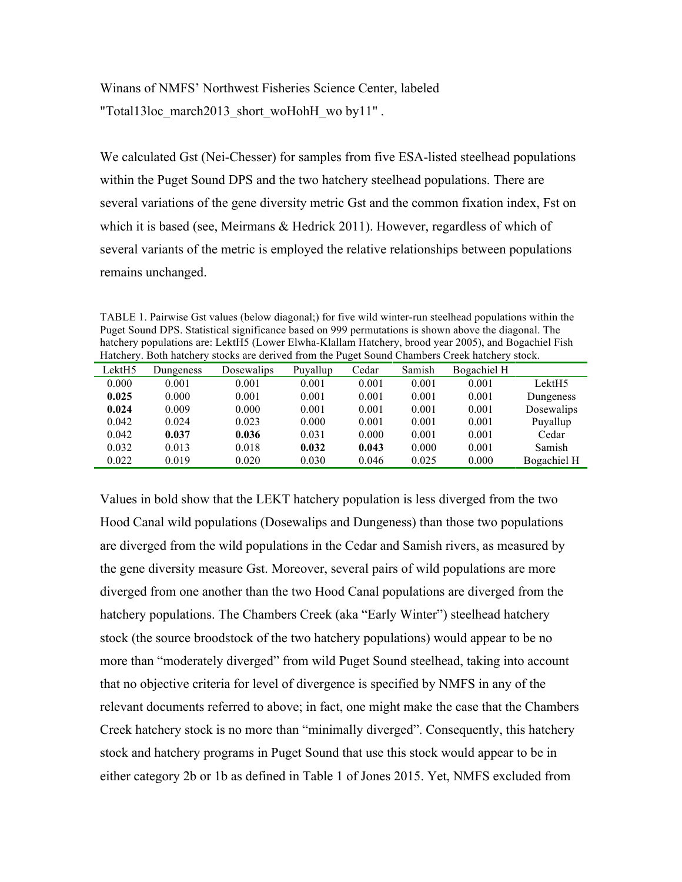Winans of NMFS' Northwest Fisheries Science Center, labeled "Total13loc_march2013_short_woHohH_wo by11" .

We calculated Gst (Nei-Chesser) for samples from five ESA-listed steelhead populations within the Puget Sound DPS and the two hatchery steelhead populations. There are several variations of the gene diversity metric Gst and the common fixation index, Fst on which it is based (see, Meirmans & Hedrick 2011). However, regardless of which of several variants of the metric is employed the relative relationships between populations remains unchanged.

TABLE 1. Pairwise Gst values (below diagonal;) for five wild winter-run steelhead populations within the Puget Sound DPS. Statistical significance based on 999 permutations is shown above the diagonal. The hatchery populations are: LektH5 (Lower Elwha-Klallam Hatchery, brood year 2005), and Bogachiel Fish Hatchery. Both hatchery stocks are derived from the Puget Sound Chambers Creek hatchery stock.

| LektH5 | Dungeness | Dosewalips | Puyallup | Cedar | Samish | Bogachiel H | |
|---|---|---|---|---|---|---|---|
| 0.000 | 0.001 | 0.001 | 0.001 | 0.001 | 0.001 | 0.001 | LektH5 |
| **0.025** | 0.000 | 0.001 | 0.001 | 0.001 | 0.001 | 0.001 | Dungeness |
| **0.024** | 0.009 | 0.000 | 0.001 | 0.001 | 0.001 | 0.001 | Dosewalips |
| 0.042 | 0.024 | 0.023 | 0.000 | 0.001 | 0.001 | 0.001 | Puyallup |
| 0.042 | **0.037** | **0.036** | 0.031 | 0.000 | 0.001 | 0.001 | Cedar |
| 0.032 | 0.013 | 0.018 | **0.032** | **0.043** | 0.000 | 0.001 | Samish |
| 0.022 | 0.019 | 0.020 | 0.030 | 0.046 | 0.025 | 0.000 | Bogachiel H |

Values in bold show that the LEKT hatchery population is less diverged from the two Hood Canal wild populations (Dosewalips and Dungeness) than those two populations are diverged from the wild populations in the Cedar and Samish rivers, as measured by the gene diversity measure Gst. Moreover, several pairs of wild populations are more diverged from one another than the two Hood Canal populations are diverged from the hatchery populations. The Chambers Creek (aka "Early Winter") steelhead hatchery stock (the source broodstock of the two hatchery populations) would appear to be no more than "moderately diverged" from wild Puget Sound steelhead, taking into account that no objective criteria for level of divergence is specified by NMFS in any of the relevant documents referred to above; in fact, one might make the case that the Chambers Creek hatchery stock is no more than "minimally diverged". Consequently, this hatchery stock and hatchery programs in Puget Sound that use this stock would appear to be in either category 2b or 1b as defined in Table 1 of Jones 2015. Yet, NMFS excluded from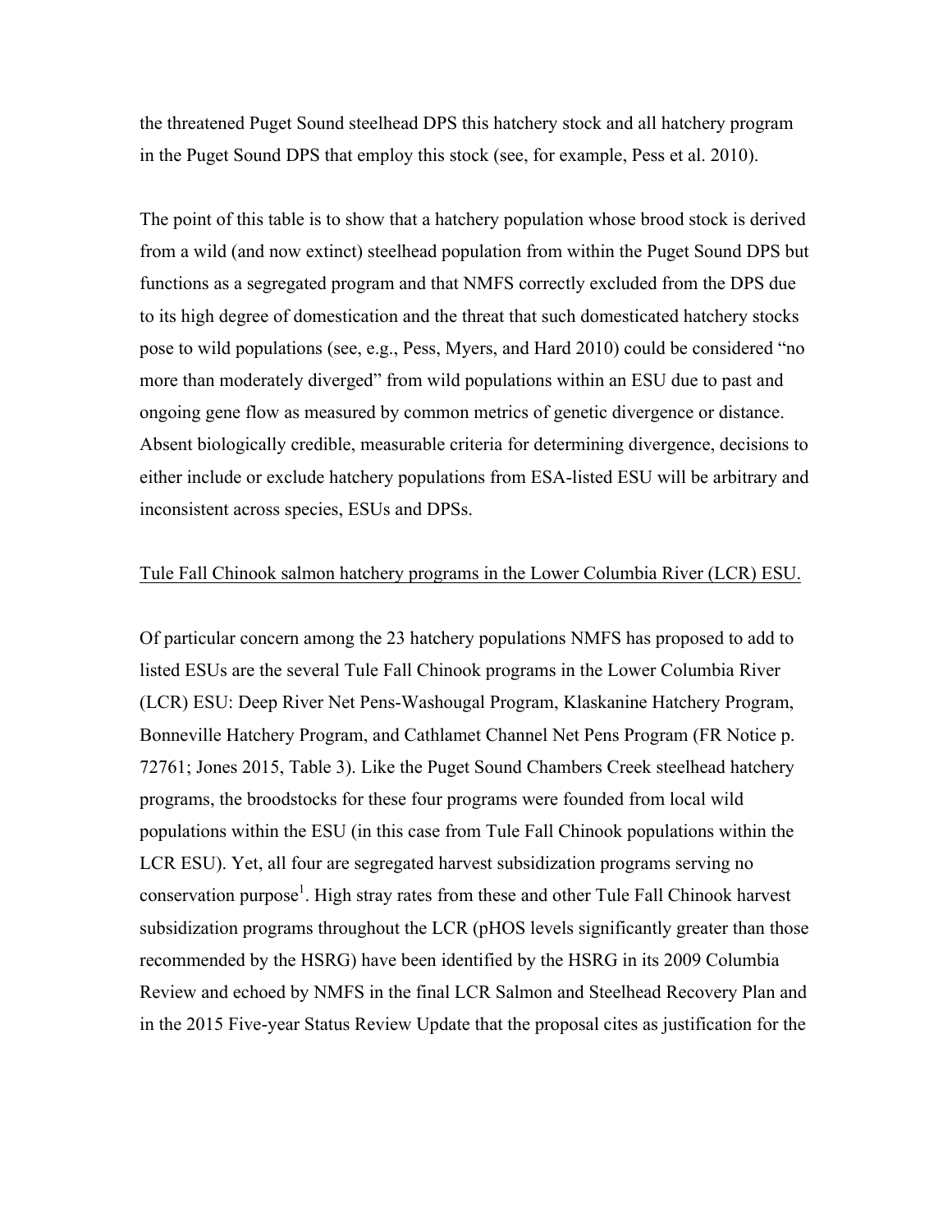the threatened Puget Sound steelhead DPS this hatchery stock and all hatchery program in the Puget Sound DPS that employ this stock (see, for example, Pess et al. 2010).

The point of this table is to show that a hatchery population whose brood stock is derived from a wild (and now extinct) steelhead population from within the Puget Sound DPS but functions as a segregated program and that NMFS correctly excluded from the DPS due to its high degree of domestication and the threat that such domesticated hatchery stocks pose to wild populations (see, e.g., Pess, Myers, and Hard 2010) could be considered "no more than moderately diverged" from wild populations within an ESU due to past and ongoing gene flow as measured by common metrics of genetic divergence or distance. Absent biologically credible, measurable criteria for determining divergence, decisions to either include or exclude hatchery populations from ESA-listed ESU will be arbitrary and inconsistent across species, ESUs and DPSs.

<u>Tule Fall Chinook salmon hatchery programs in the Lower Columbia River (LCR) ESU.</u>

Of particular concern among the 23 hatchery populations NMFS has proposed to add to listed ESUs are the several Tule Fall Chinook programs in the Lower Columbia River (LCR) ESU: Deep River Net Pens-Washougal Program, Klaskanine Hatchery Program, Bonneville Hatchery Program, and Cathlamet Channel Net Pens Program (FR Notice p. 72761; Jones 2015, Table 3). Like the Puget Sound Chambers Creek steelhead hatchery programs, the broodstocks for these four programs were founded from local wild populations within the ESU (in this case from Tule Fall Chinook populations within the LCR ESU). Yet, all four are segregated harvest subsidization programs serving no conservation purpose[1]. High stray rates from these and other Tule Fall Chinook harvest subsidization programs throughout the LCR (pHOS levels significantly greater than those recommended by the HSRG) have been identified by the HSRG in its 2009 Columbia Review and echoed by NMFS in the final LCR Salmon and Steelhead Recovery Plan and in the 2015 Five-year Status Review Update that the proposal cites as justification for the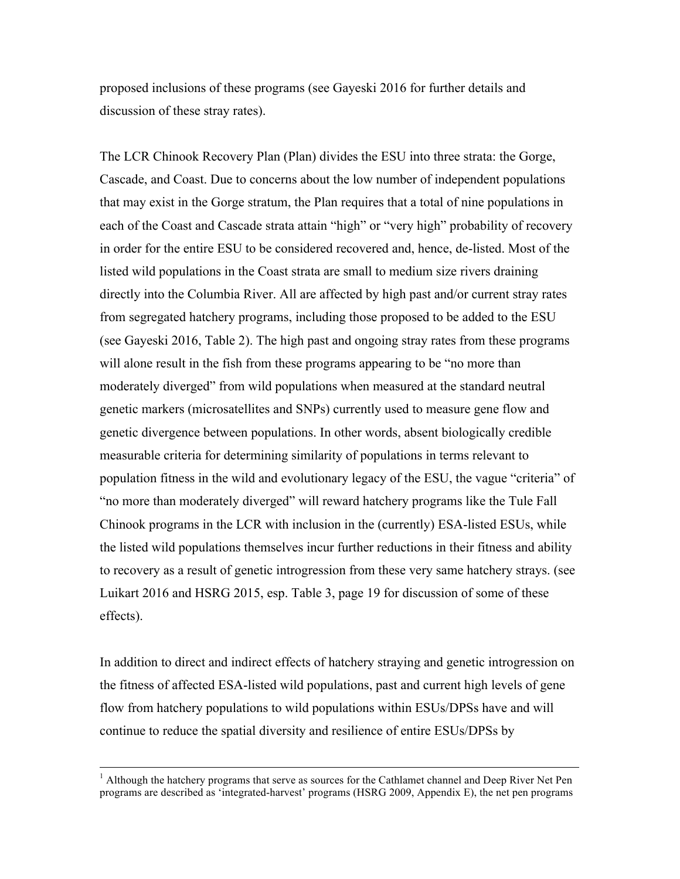proposed inclusions of these programs (see Gayeski 2016 for further details and discussion of these stray rates).

The LCR Chinook Recovery Plan (Plan) divides the ESU into three strata: the Gorge, Cascade, and Coast. Due to concerns about the low number of independent populations that may exist in the Gorge stratum, the Plan requires that a total of nine populations in each of the Coast and Cascade strata attain "high" or "very high" probability of recovery in order for the entire ESU to be considered recovered and, hence, de-listed. Most of the listed wild populations in the Coast strata are small to medium size rivers draining directly into the Columbia River. All are affected by high past and/or current stray rates from segregated hatchery programs, including those proposed to be added to the ESU (see Gayeski 2016, Table 2). The high past and ongoing stray rates from these programs will alone result in the fish from these programs appearing to be "no more than moderately diverged" from wild populations when measured at the standard neutral genetic markers (microsatellites and SNPs) currently used to measure gene flow and genetic divergence between populations. In other words, absent biologically credible measurable criteria for determining similarity of populations in terms relevant to population fitness in the wild and evolutionary legacy of the ESU, the vague "criteria" of "no more than moderately diverged" will reward hatchery programs like the Tule Fall Chinook programs in the LCR with inclusion in the (currently) ESA-listed ESUs, while the listed wild populations themselves incur further reductions in their fitness and ability to recovery as a result of genetic introgression from these very same hatchery strays. (see Luikart 2016 and HSRG 2015, esp. Table 3, page 19 for discussion of some of these effects).

In addition to direct and indirect effects of hatchery straying and genetic introgression on the fitness of affected ESA-listed wild populations, past and current high levels of gene flow from hatchery populations to wild populations within ESUs/DPSs have and will continue to reduce the spatial diversity and resilience of entire ESUs/DPSs by

[1] Although the hatchery programs that serve as sources for the Cathlamet channel and Deep River Net Pen programs are described as 'integrated-harvest' programs (HSRG 2009, Appendix E), the net pen programs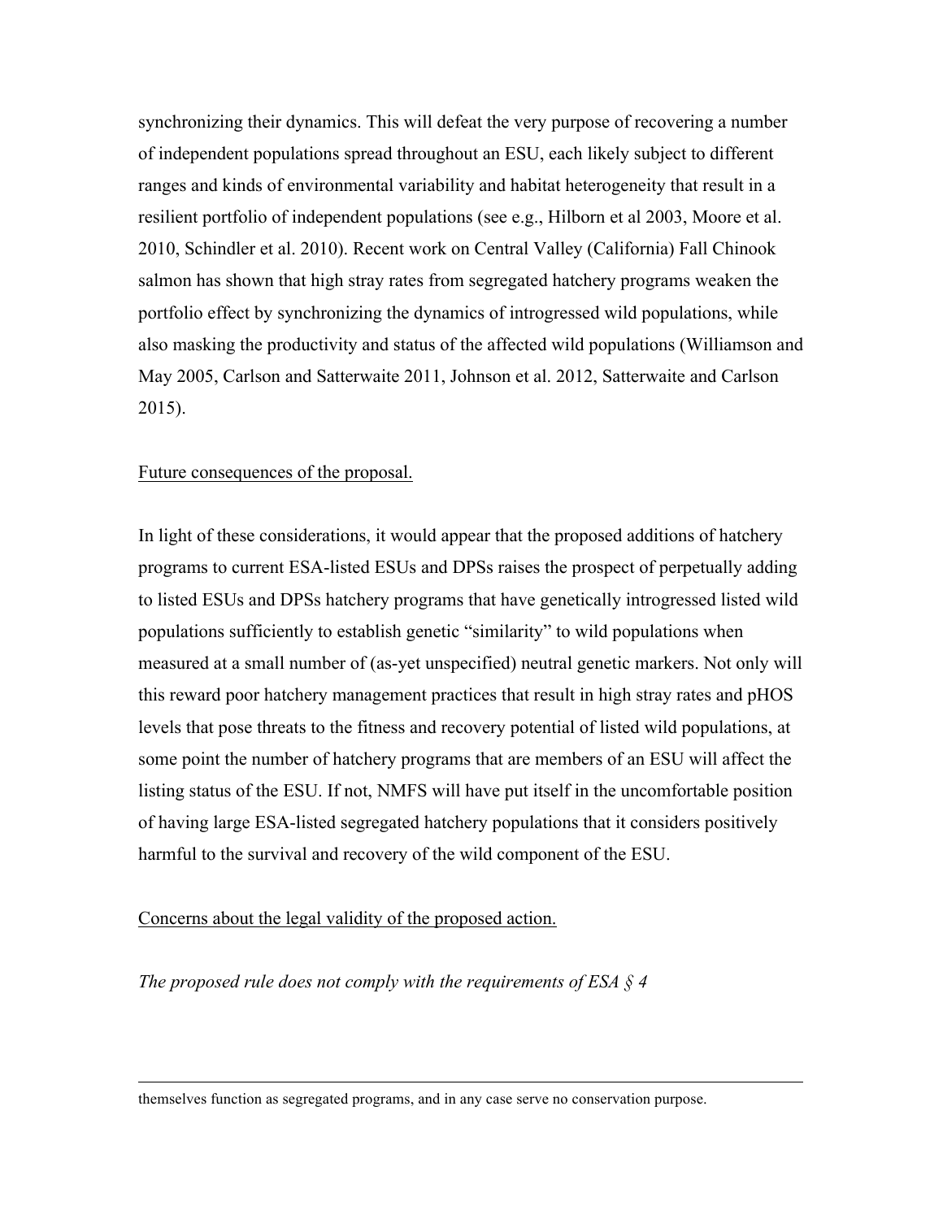synchronizing their dynamics. This will defeat the very purpose of recovering a number of independent populations spread throughout an ESU, each likely subject to different ranges and kinds of environmental variability and habitat heterogeneity that result in a resilient portfolio of independent populations (see e.g., Hilborn et al 2003, Moore et al. 2010, Schindler et al. 2010). Recent work on Central Valley (California) Fall Chinook salmon has shown that high stray rates from segregated hatchery programs weaken the portfolio effect by synchronizing the dynamics of introgressed wild populations, while also masking the productivity and status of the affected wild populations (Williamson and May 2005, Carlson and Satterwaite 2011, Johnson et al. 2012, Satterwaite and Carlson 2015).

<u>Future consequences of the proposal.</u>

In light of these considerations, it would appear that the proposed additions of hatchery programs to current ESA-listed ESUs and DPSs raises the prospect of perpetually adding to listed ESUs and DPSs hatchery programs that have genetically introgressed listed wild populations sufficiently to establish genetic "similarity" to wild populations when measured at a small number of (as-yet unspecified) neutral genetic markers. Not only will this reward poor hatchery management practices that result in high stray rates and pHOS levels that pose threats to the fitness and recovery potential of listed wild populations, at some point the number of hatchery programs that are members of an ESU will affect the listing status of the ESU. If not, NMFS will have put itself in the uncomfortable position of having large ESA-listed segregated hatchery populations that it considers positively harmful to the survival and recovery of the wild component of the ESU.

<u>Concerns about the legal validity of the proposed action.</u>

*The proposed rule does not comply with the requirements of ESA § 4*

---

themselves function as segregated programs, and in any case serve no conservation purpose.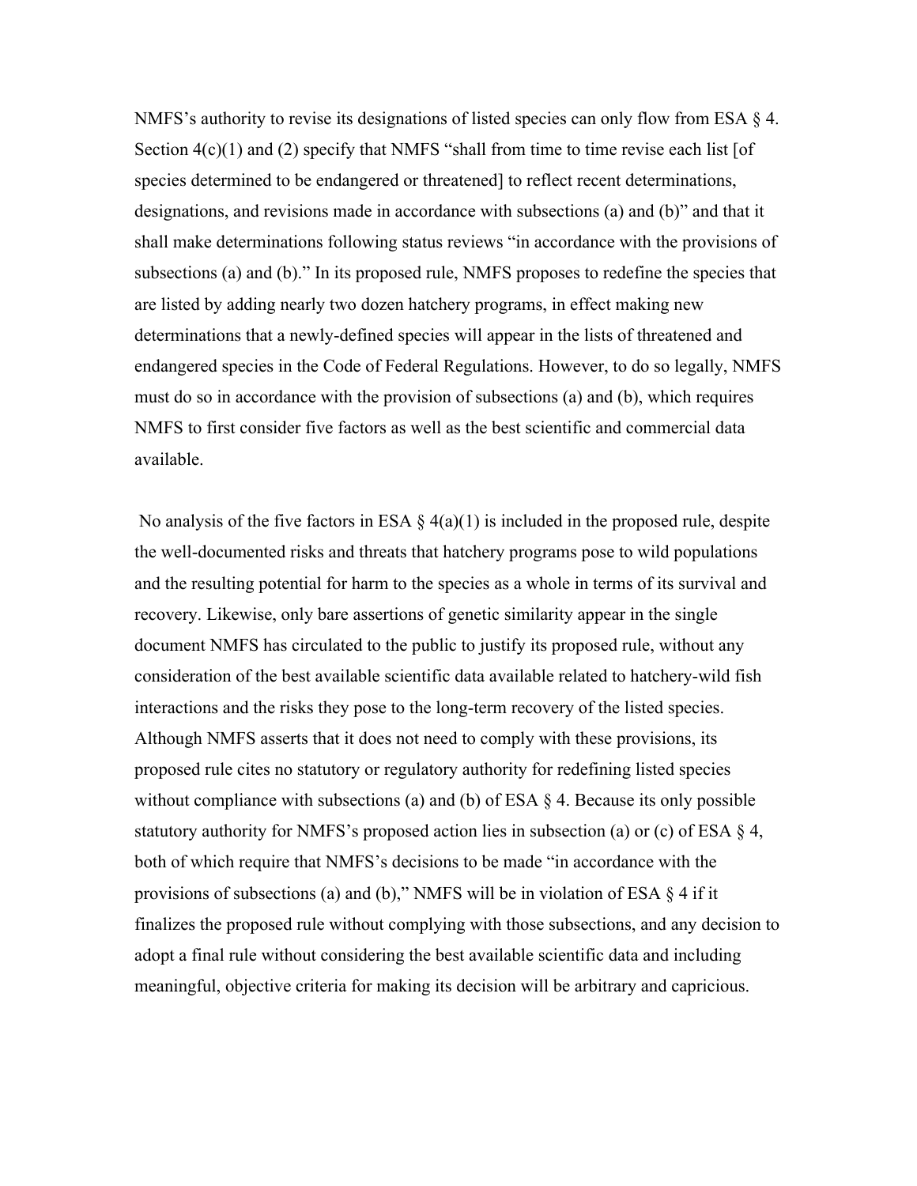NMFS's authority to revise its designations of listed species can only flow from ESA § 4. Section 4(c)(1) and (2) specify that NMFS "shall from time to time revise each list [of species determined to be endangered or threatened] to reflect recent determinations, designations, and revisions made in accordance with subsections (a) and (b)" and that it shall make determinations following status reviews "in accordance with the provisions of subsections (a) and (b)." In its proposed rule, NMFS proposes to redefine the species that are listed by adding nearly two dozen hatchery programs, in effect making new determinations that a newly-defined species will appear in the lists of threatened and endangered species in the Code of Federal Regulations. However, to do so legally, NMFS must do so in accordance with the provision of subsections (a) and (b), which requires NMFS to first consider five factors as well as the best scientific and commercial data available.

No analysis of the five factors in ESA § 4(a)(1) is included in the proposed rule, despite the well-documented risks and threats that hatchery programs pose to wild populations and the resulting potential for harm to the species as a whole in terms of its survival and recovery. Likewise, only bare assertions of genetic similarity appear in the single document NMFS has circulated to the public to justify its proposed rule, without any consideration of the best available scientific data available related to hatchery-wild fish interactions and the risks they pose to the long-term recovery of the listed species. Although NMFS asserts that it does not need to comply with these provisions, its proposed rule cites no statutory or regulatory authority for redefining listed species without compliance with subsections (a) and (b) of ESA § 4. Because its only possible statutory authority for NMFS's proposed action lies in subsection (a) or (c) of ESA § 4, both of which require that NMFS's decisions to be made "in accordance with the provisions of subsections (a) and (b)," NMFS will be in violation of ESA § 4 if it finalizes the proposed rule without complying with those subsections, and any decision to adopt a final rule without considering the best available scientific data and including meaningful, objective criteria for making its decision will be arbitrary and capricious.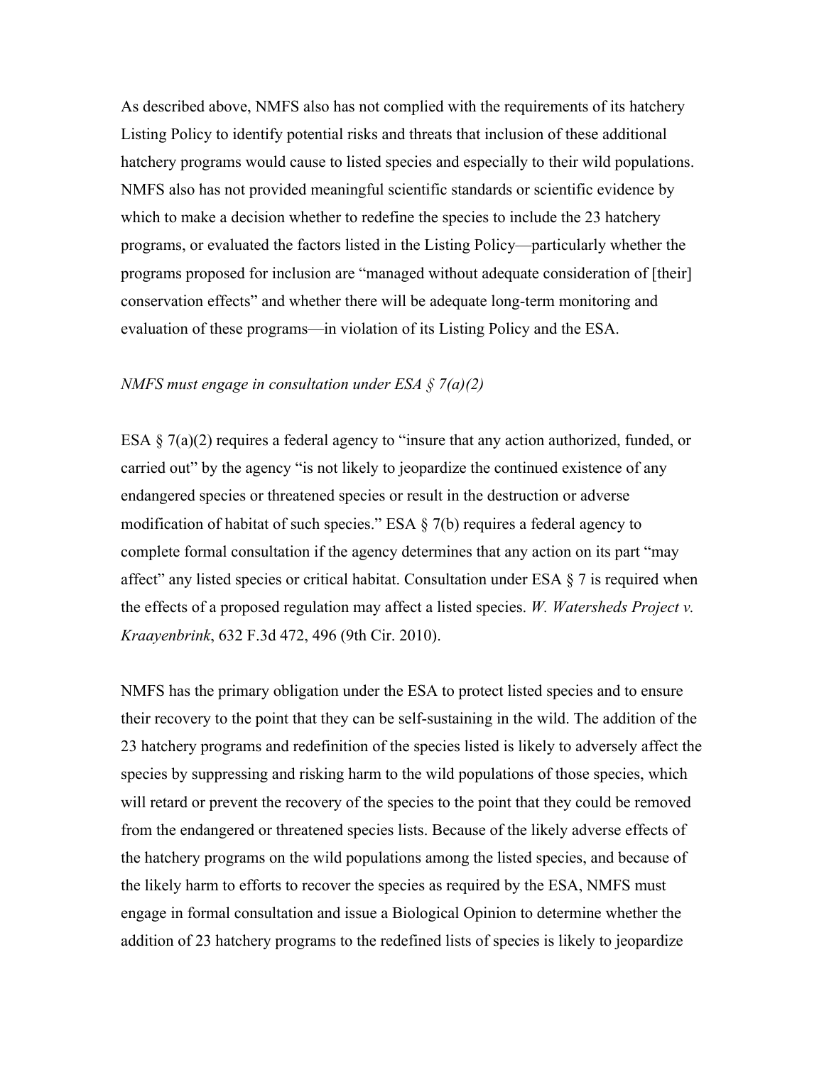As described above, NMFS also has not complied with the requirements of its hatchery Listing Policy to identify potential risks and threats that inclusion of these additional hatchery programs would cause to listed species and especially to their wild populations. NMFS also has not provided meaningful scientific standards or scientific evidence by which to make a decision whether to redefine the species to include the 23 hatchery programs, or evaluated the factors listed in the Listing Policy—particularly whether the programs proposed for inclusion are "managed without adequate consideration of [their] conservation effects" and whether there will be adequate long-term monitoring and evaluation of these programs—in violation of its Listing Policy and the ESA.

*NMFS must engage in consultation under ESA § 7(a)(2)*

ESA § 7(a)(2) requires a federal agency to "insure that any action authorized, funded, or carried out" by the agency "is not likely to jeopardize the continued existence of any endangered species or threatened species or result in the destruction or adverse modification of habitat of such species." ESA § 7(b) requires a federal agency to complete formal consultation if the agency determines that any action on its part "may affect" any listed species or critical habitat. Consultation under ESA § 7 is required when the effects of a proposed regulation may affect a listed species. *W. Watersheds Project v. Kraayenbrink*, 632 F.3d 472, 496 (9th Cir. 2010).

NMFS has the primary obligation under the ESA to protect listed species and to ensure their recovery to the point that they can be self-sustaining in the wild. The addition of the 23 hatchery programs and redefinition of the species listed is likely to adversely affect the species by suppressing and risking harm to the wild populations of those species, which will retard or prevent the recovery of the species to the point that they could be removed from the endangered or threatened species lists. Because of the likely adverse effects of the hatchery programs on the wild populations among the listed species, and because of the likely harm to efforts to recover the species as required by the ESA, NMFS must engage in formal consultation and issue a Biological Opinion to determine whether the addition of 23 hatchery programs to the redefined lists of species is likely to jeopardize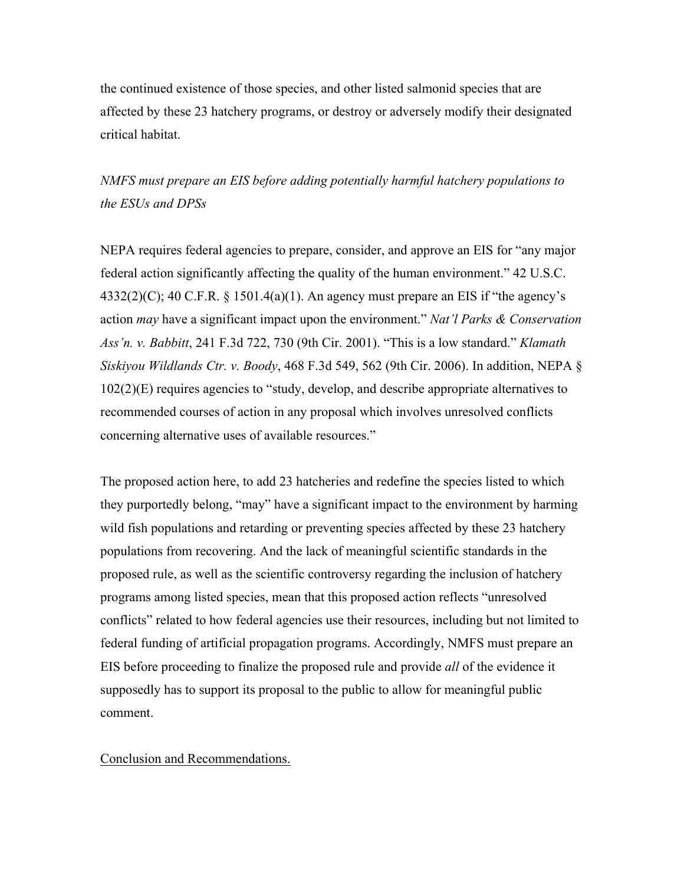the continued existence of those species, and other listed salmonid species that are affected by these 23 hatchery programs, or destroy or adversely modify their designated critical habitat.

*NMFS must prepare an EIS before adding potentially harmful hatchery populations to the ESUs and DPSs*

NEPA requires federal agencies to prepare, consider, and approve an EIS for "any major federal action significantly affecting the quality of the human environment." 42 U.S.C. 4332(2)(C); 40 C.F.R. § 1501.4(a)(1). An agency must prepare an EIS if "the agency's action *may* have a significant impact upon the environment." *Nat'l Parks & Conservation Ass'n. v. Babbitt*, 241 F.3d 722, 730 (9th Cir. 2001). "This is a low standard." *Klamath Siskiyou Wildlands Ctr. v. Boody*, 468 F.3d 549, 562 (9th Cir. 2006). In addition, NEPA § 102(2)(E) requires agencies to "study, develop, and describe appropriate alternatives to recommended courses of action in any proposal which involves unresolved conflicts concerning alternative uses of available resources."

The proposed action here, to add 23 hatcheries and redefine the species listed to which they purportedly belong, "may" have a significant impact to the environment by harming wild fish populations and retarding or preventing species affected by these 23 hatchery populations from recovering. And the lack of meaningful scientific standards in the proposed rule, as well as the scientific controversy regarding the inclusion of hatchery programs among listed species, mean that this proposed action reflects "unresolved conflicts" related to how federal agencies use their resources, including but not limited to federal funding of artificial propagation programs. Accordingly, NMFS must prepare an EIS before proceeding to finalize the proposed rule and provide *all* of the evidence it supposedly has to support its proposal to the public to allow for meaningful public comment.

<u>Conclusion and Recommendations.</u>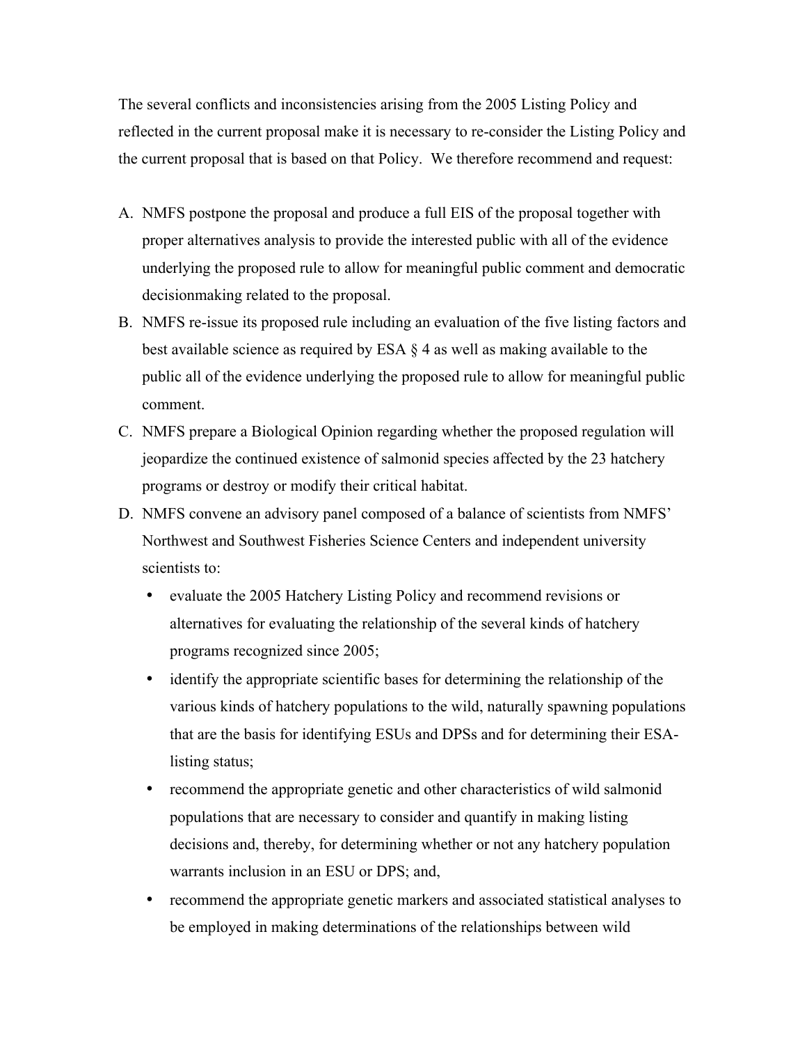The several conflicts and inconsistencies arising from the 2005 Listing Policy and reflected in the current proposal make it is necessary to re-consider the Listing Policy and the current proposal that is based on that Policy. We therefore recommend and request:

A. NMFS postpone the proposal and produce a full EIS of the proposal together with proper alternatives analysis to provide the interested public with all of the evidence underlying the proposed rule to allow for meaningful public comment and democratic decisionmaking related to the proposal.
B. NMFS re-issue its proposed rule including an evaluation of the five listing factors and best available science as required by ESA § 4 as well as making available to the public all of the evidence underlying the proposed rule to allow for meaningful public comment.
C. NMFS prepare a Biological Opinion regarding whether the proposed regulation will jeopardize the continued existence of salmonid species affected by the 23 hatchery programs or destroy or modify their critical habitat.
D. NMFS convene an advisory panel composed of a balance of scientists from NMFS' Northwest and Southwest Fisheries Science Centers and independent university scientists to:
   - evaluate the 2005 Hatchery Listing Policy and recommend revisions or alternatives for evaluating the relationship of the several kinds of hatchery programs recognized since 2005;
   - identify the appropriate scientific bases for determining the relationship of the various kinds of hatchery populations to the wild, naturally spawning populations that are the basis for identifying ESUs and DPSs and for determining their ESA-listing status;
   - recommend the appropriate genetic and other characteristics of wild salmonid populations that are necessary to consider and quantify in making listing decisions and, thereby, for determining whether or not any hatchery population warrants inclusion in an ESU or DPS; and,
   - recommend the appropriate genetic markers and associated statistical analyses to be employed in making determinations of the relationships between wild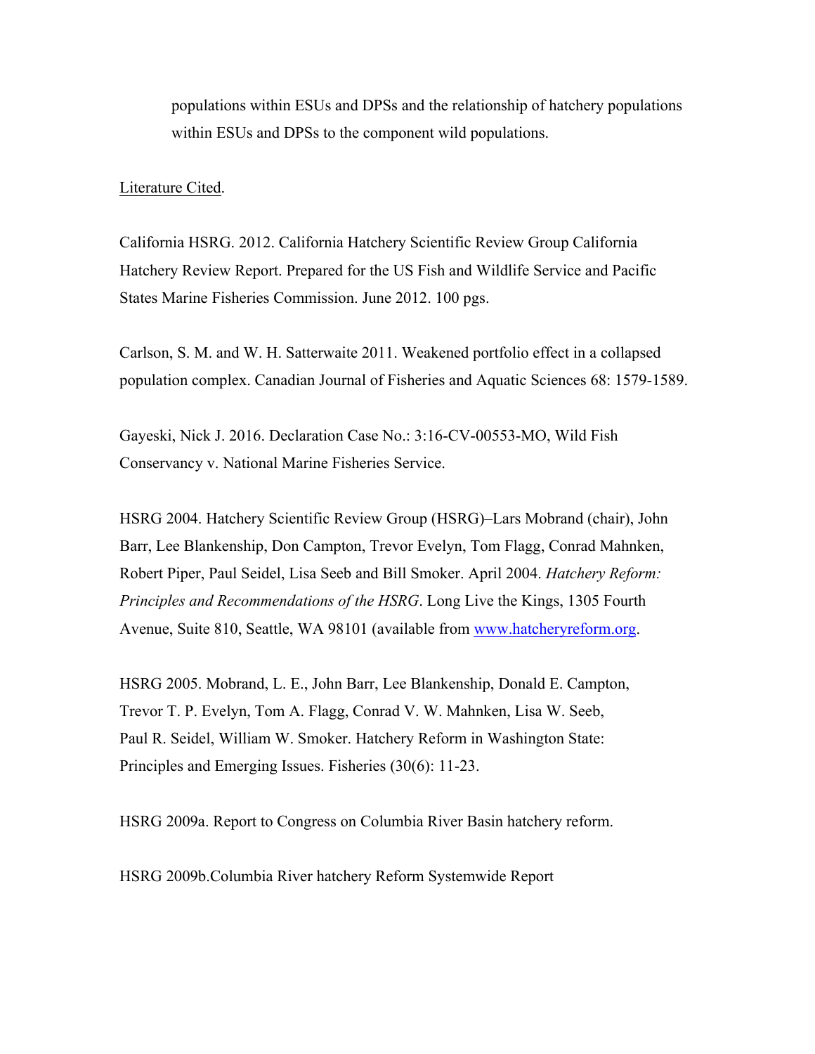populations within ESUs and DPSs and the relationship of hatchery populations within ESUs and DPSs to the component wild populations.

Literature Cited.

California HSRG. 2012. California Hatchery Scientific Review Group California Hatchery Review Report. Prepared for the US Fish and Wildlife Service and Pacific States Marine Fisheries Commission. June 2012. 100 pgs.

Carlson, S. M. and W. H. Satterwaite 2011. Weakened portfolio effect in a collapsed population complex. Canadian Journal of Fisheries and Aquatic Sciences 68: 1579-1589.

Gayeski, Nick J. 2016. Declaration Case No.: 3:16-CV-00553-MO, Wild Fish Conservancy v. National Marine Fisheries Service.

HSRG 2004. Hatchery Scientific Review Group (HSRG)–Lars Mobrand (chair), John Barr, Lee Blankenship, Don Campton, Trevor Evelyn, Tom Flagg, Conrad Mahnken, Robert Piper, Paul Seidel, Lisa Seeb and Bill Smoker. April 2004. *Hatchery Reform: Principles and Recommendations of the HSRG*. Long Live the Kings, 1305 Fourth Avenue, Suite 810, Seattle, WA 98101 (available from www.hatcheryreform.org.

HSRG 2005. Mobrand, L. E., John Barr, Lee Blankenship, Donald E. Campton, Trevor T. P. Evelyn, Tom A. Flagg, Conrad V. W. Mahnken, Lisa W. Seeb, Paul R. Seidel, William W. Smoker. Hatchery Reform in Washington State: Principles and Emerging Issues. Fisheries (30(6): 11-23.

HSRG 2009a. Report to Congress on Columbia River Basin hatchery reform.

HSRG 2009b.Columbia River hatchery Reform Systemwide Report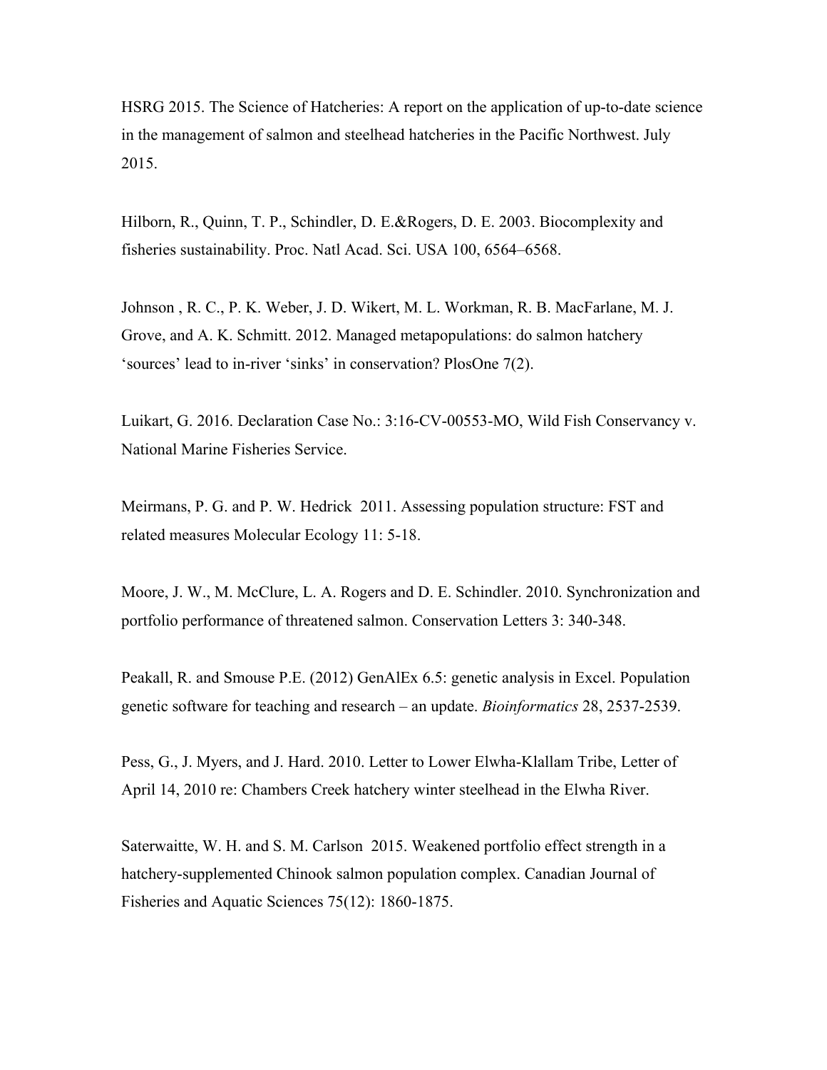HSRG 2015. The Science of Hatcheries: A report on the application of up-to-date science in the management of salmon and steelhead hatcheries in the Pacific Northwest. July 2015.

Hilborn, R., Quinn, T. P., Schindler, D. E.&Rogers, D. E. 2003. Biocomplexity and fisheries sustainability. Proc. Natl Acad. Sci. USA 100, 6564–6568.

Johnson , R. C., P. K. Weber, J. D. Wikert, M. L. Workman, R. B. MacFarlane, M. J. Grove, and A. K. Schmitt. 2012. Managed metapopulations: do salmon hatchery 'sources' lead to in-river 'sinks' in conservation? PlosOne 7(2).

Luikart, G. 2016. Declaration Case No.: 3:16-CV-00553-MO, Wild Fish Conservancy v. National Marine Fisheries Service.

Meirmans, P. G. and P. W. Hedrick 2011. Assessing population structure: FST and related measures Molecular Ecology 11: 5-18.

Moore, J. W., M. McClure, L. A. Rogers and D. E. Schindler. 2010. Synchronization and portfolio performance of threatened salmon. Conservation Letters 3: 340-348.

Peakall, R. and Smouse P.E. (2012) GenAlEx 6.5: genetic analysis in Excel. Population genetic software for teaching and research – an update. *Bioinformatics* 28, 2537-2539.

Pess, G., J. Myers, and J. Hard. 2010. Letter to Lower Elwha-Klallam Tribe, Letter of April 14, 2010 re: Chambers Creek hatchery winter steelhead in the Elwha River.

Saterwaitte, W. H. and S. M. Carlson 2015. Weakened portfolio effect strength in a hatchery-supplemented Chinook salmon population complex. Canadian Journal of Fisheries and Aquatic Sciences 75(12): 1860-1875.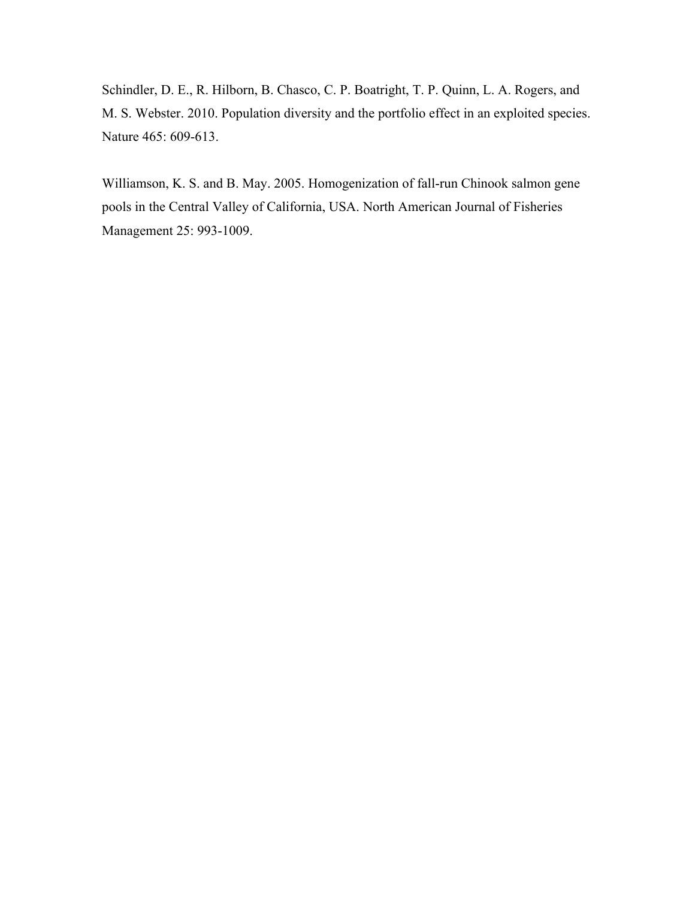Schindler, D. E., R. Hilborn, B. Chasco, C. P. Boatright, T. P. Quinn, L. A. Rogers, and M. S. Webster. 2010. Population diversity and the portfolio effect in an exploited species. Nature 465: 609-613.

Williamson, K. S. and B. May. 2005. Homogenization of fall-run Chinook salmon gene pools in the Central Valley of California, USA. North American Journal of Fisheries Management 25: 993-1009.